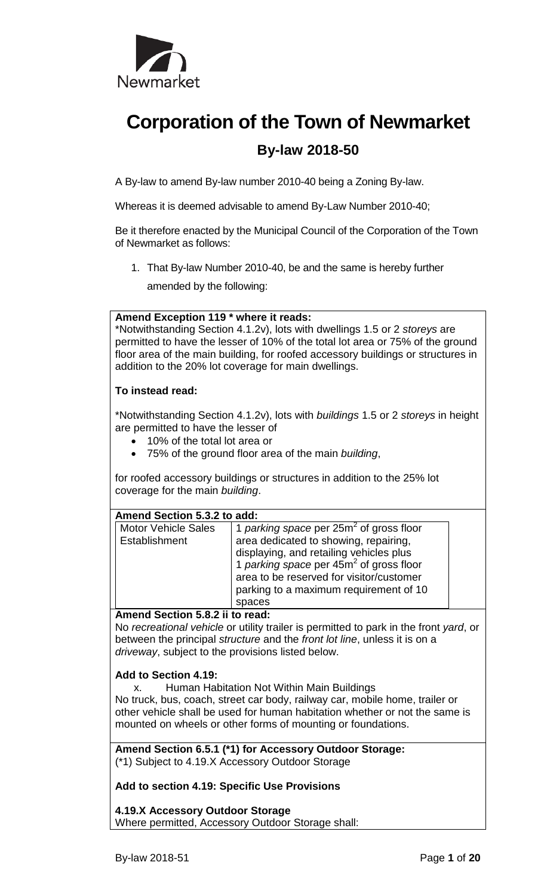Newmarket

# Corporation of the Town of Newmarket

## By-law 2018-50

A By-law to amend By-law number 2010-40 being a Zoning By-law.

Whereas it is deemed advisable to amend By-Law Number 2010-40;

Be it therefore enacted by the Municipal Council of the Corporation of the Town of Newmarket as follows:

1. That By-law Number 2010-40, be and the same is hereby further amended by the following:

**Amend Exception 119 * where it reads:**
*Notwithstanding Section 4.1.2v), lots with dwellings 1.5 or 2 *storeys* are permitted to have the lesser of 10% of the total lot area or 75% of the ground floor area of the main building, for roofed accessory buildings or structures in addition to the 20% lot coverage for main dwellings.

**To instead read:**

*Notwithstanding Section 4.1.2v), lots with *buildings* 1.5 or 2 *storeys* in height are permitted to have the lesser of

- 10% of the total lot area or
- 75% of the ground floor area of the main *building*,

for roofed accessory buildings or structures in addition to the 25% lot coverage for the main *building*.

**Amend Section 5.3.2 to add:**

| | |
|---|---|
| Motor Vehicle Sales Establishment | 1 *parking space* per 25m$^2$ of gross floor area dedicated to showing, repairing, displaying, and retailing vehicles plus 1 *parking space* per 45m$^2$ of gross floor area to be reserved for visitor/customer parking to a maximum requirement of 10 spaces |

**Amend Section 5.8.2 ii to read:**
No *recreational vehicle* or utility trailer is permitted to park in the front *yard*, or between the principal *structure* and the *front lot line*, unless it is on a *driveway*, subject to the provisions listed below.

**Add to Section 4.19:**
x. Human Habitation Not Within Main Buildings
No truck, bus, coach, street car body, railway car, mobile home, trailer or other vehicle shall be used for human habitation whether or not the same is mounted on wheels or other forms of mounting or foundations.

**Amend Section 6.5.1 (*1) for Accessory Outdoor Storage:**
(*1) Subject to 4.19.X Accessory Outdoor Storage

**Add to section 4.19: Specific Use Provisions**

**4.19.X Accessory Outdoor Storage**
Where permitted, Accessory Outdoor Storage shall: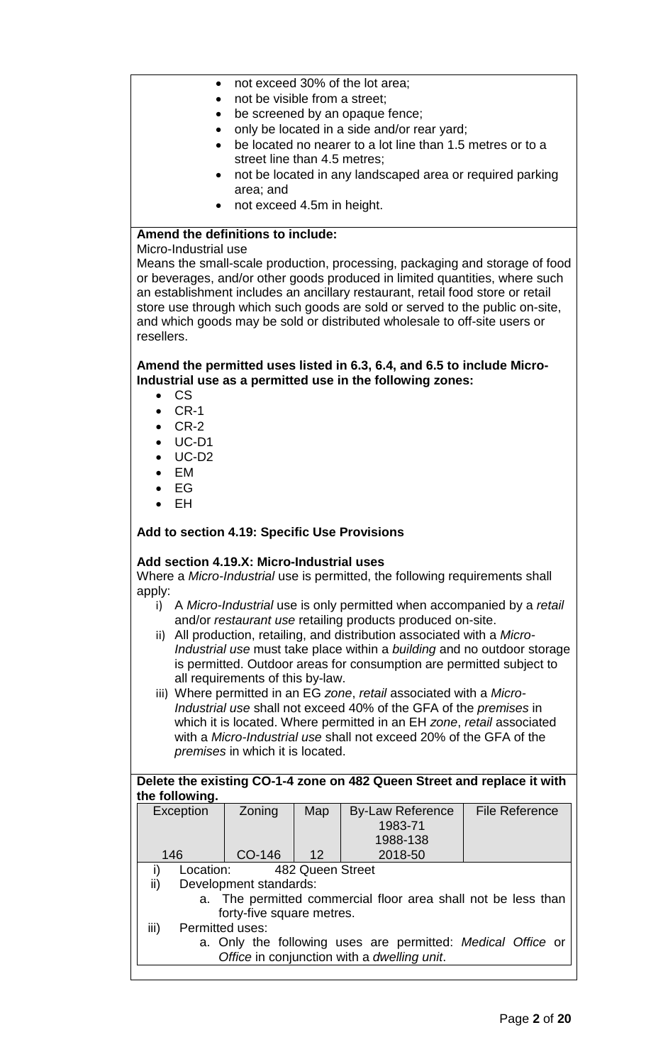- not exceed 30% of the lot area;
- not be visible from a street;
- be screened by an opaque fence;
- only be located in a side and/or rear yard;
- be located no nearer to a lot line than 1.5 metres or to a street line than 4.5 metres;
- not be located in any landscaped area or required parking area; and
- not exceed 4.5m in height.

**Amend the definitions to include:**

Micro-Industrial use

Means the small-scale production, processing, packaging and storage of food or beverages, and/or other goods produced in limited quantities, where such an establishment includes an ancillary restaurant, retail food store or retail store use through which such goods are sold or served to the public on-site, and which goods may be sold or distributed wholesale to off-site users or resellers.

**Amend the permitted uses listed in 6.3, 6.4, and 6.5 to include Micro-Industrial use as a permitted use in the following zones:**

- CS
- CR-1
- CR-2
- UC-D1
- UC-D2
- EM
- EG
- EH

**Add to section 4.19: Specific Use Provisions**

**Add section 4.19.X: Micro-Industrial uses**

Where a *Micro-Industrial* use is permitted, the following requirements shall apply:

i) A *Micro-Industrial* use is only permitted when accompanied by a *retail* and/or *restaurant use* retailing products produced on-site.

ii) All production, retailing, and distribution associated with a *Micro-Industrial use* must take place within a *building* and no outdoor storage is permitted. Outdoor areas for consumption are permitted subject to all requirements of this by-law.

iii) Where permitted in an EG *zone*, *retail* associated with a *Micro-Industrial use* shall not exceed 40% of the GFA of the *premises* in which it is located. Where permitted in an EH *zone*, *retail* associated with a *Micro-Industrial use* shall not exceed 20% of the GFA of the *premises* in which it is located.

**Delete the existing CO-1-4 zone on 482 Queen Street and replace it with the following.**

| Exception | Zoning | Map | By-Law Reference | File Reference |
|---|---|---|---|---|
| 146 | CO-146 | 12 | 1983-71<br>1988-138<br>2018-50 | |

i) Location: 482 Queen Street

ii) Development standards:

a. The permitted commercial floor area shall not be less than forty-five square metres.

iii) Permitted uses:

a. Only the following uses are permitted: *Medical Office* or *Office* in conjunction with a *dwelling unit*.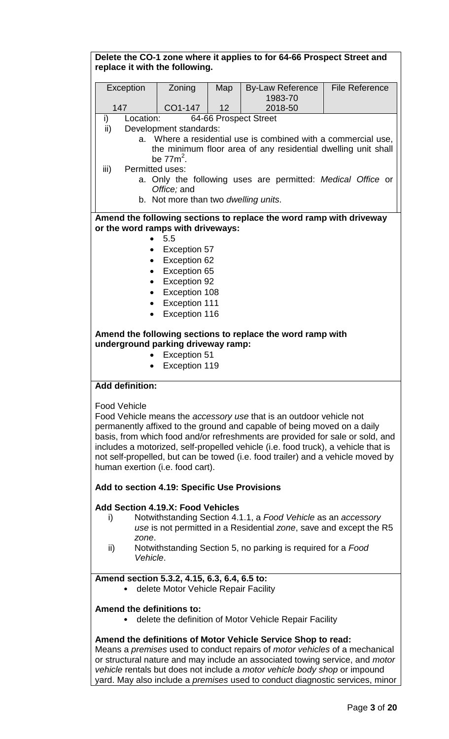**Delete the CO-1 zone where it applies to for 64-66 Prospect Street and replace it with the following.**

| Exception | Zoning | Map | By-Law Reference 1983-70 | File Reference |
|---|---|---|---|---|
| 147 | CO1-147 | 12 | 2018-50 | |

i) Location: 64-66 Prospect Street

ii) Development standards:

a. Where a residential use is combined with a commercial use, the minimum floor area of any residential dwelling unit shall be $77m^2$.

iii) Permitted uses:

a. Only the following uses are permitted: *Medical Office* or *Office;* and

b. Not more than two *dwelling units*.

**Amend the following sections to replace the word ramp with driveway or the word ramps with driveways:**

- 5.5
- Exception 57
- Exception 62
- Exception 65
- Exception 92
- Exception 108
- Exception 111
- Exception 116

**Amend the following sections to replace the word ramp with underground parking driveway ramp:**

- Exception 51
- Exception 119

**Add definition:**

Food Vehicle

Food Vehicle means the *accessory use* that is an outdoor vehicle not permanently affixed to the ground and capable of being moved on a daily basis, from which food and/or refreshments are provided for sale or sold, and includes a motorized, self-propelled vehicle (i.e. food truck), a vehicle that is not self-propelled, but can be towed (i.e. food trailer) and a vehicle moved by human exertion (i.e. food cart).

**Add to section 4.19: Specific Use Provisions**

**Add Section 4.19.X: Food Vehicles**

i) Notwithstanding Section 4.1.1, a *Food Vehicle* as an *accessory use* is not permitted in a Residential *zone*, save and except the R5 *zone*.

ii) Notwithstanding Section 5, no parking is required for a *Food Vehicle*.

**Amend section 5.3.2, 4.15, 6.3, 6.4, 6.5 to:**

- delete Motor Vehicle Repair Facility

**Amend the definitions to:**

- delete the definition of Motor Vehicle Repair Facility

**Amend the definitions of Motor Vehicle Service Shop to read:**

Means a *premises* used to conduct repairs of *motor vehicles* of a mechanical or structural nature and may include an associated towing service, and *motor vehicle* rentals but does not include a *motor vehicle body shop* or impound yard. May also include a *premises* used to conduct diagnostic services, minor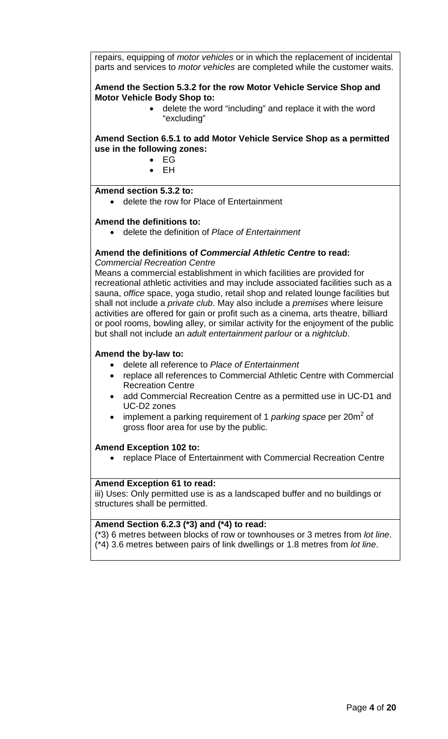repairs, equipping of *motor vehicles* or in which the replacement of incidental parts and services to *motor vehicles* are completed while the customer waits.

**Amend the Section 5.3.2 for the row Motor Vehicle Service Shop and Motor Vehicle Body Shop to:**

- delete the word "including" and replace it with the word "excluding"

**Amend Section 6.5.1 to add Motor Vehicle Service Shop as a permitted use in the following zones:**

- EG
- EH

**Amend section 5.3.2 to:**

- delete the row for Place of Entertainment

**Amend the definitions to:**

- delete the definition of *Place of Entertainment*

**Amend the definitions of *Commercial Athletic Centre* to read:**

*Commercial Recreation Centre*

Means a commercial establishment in which facilities are provided for recreational athletic activities and may include associated facilities such as a sauna, *office* space, yoga studio, retail shop and related lounge facilities but shall not include a *private club*. May also include a *premises* where leisure activities are offered for gain or profit such as a cinema, arts theatre, billiard or pool rooms, bowling alley, or similar activity for the enjoyment of the public but shall not include an *adult entertainment parlour* or a *nightclub*.

**Amend the by-law to:**

- delete all reference to *Place of Entertainment*
- replace all references to Commercial Athletic Centre with Commercial Recreation Centre
- add Commercial Recreation Centre as a permitted use in UC-D1 and UC-D2 zones
- implement a parking requirement of 1 *parking space* per 20m$^2$ of gross floor area for use by the public.

**Amend Exception 102 to:**

- replace Place of Entertainment with Commercial Recreation Centre

**Amend Exception 61 to read:**

iii) Uses: Only permitted use is as a landscaped buffer and no buildings or structures shall be permitted.

**Amend Section 6.2.3 (*3) and (*4) to read:**

(*3) 6 metres between blocks of row or townhouses or 3 metres from *lot line*.
(*4) 3.6 metres between pairs of link dwellings or 1.8 metres from *lot line*.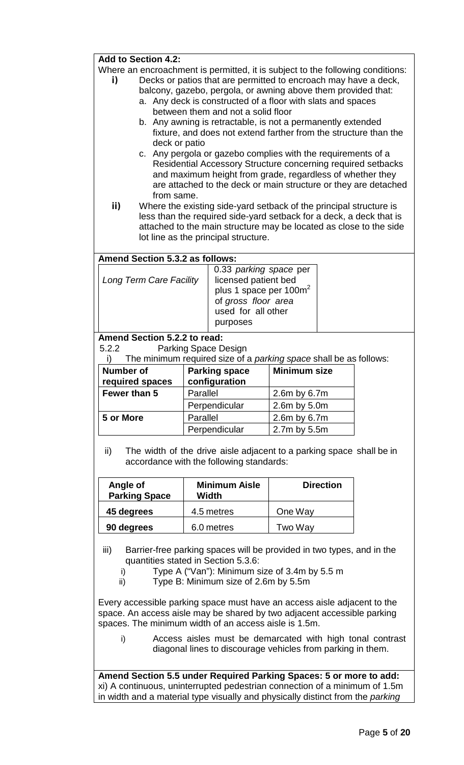**Add to Section 4.2:**

Where an encroachment is permitted, it is subject to the following conditions:

**i)** Decks or patios that are permitted to encroach may have a deck, balcony, gazebo, pergola, or awning above them provided that:

a. Any deck is constructed of a floor with slats and spaces between them and not a solid floor

b. Any awning is retractable, is not a permanently extended fixture, and does not extend farther from the structure than the deck or patio

c. Any pergola or gazebo complies with the requirements of a Residential Accessory Structure concerning required setbacks and maximum height from grade, regardless of whether they are attached to the deck or main structure or they are detached from same.

**ii)** Where the existing side-yard setback of the principal structure is less than the required side-yard setback for a deck, a deck that is attached to the main structure may be located as close to the side lot line as the principal structure.

**Amend Section 5.3.2 as follows:**

| | | |
|---|---|---|
| *Long Term Care Facility* | 0.33 *parking space* per licensed patient bed plus 1 space per $100m^2$ of *gross floor area* used for all other purposes | |

**Amend Section 5.2.2 to read:**

5.2.2 Parking Space Design

i) The minimum required size of a *parking space* shall be as follows:

| Number of required spaces | Parking space configuration | Minimum size |
|---|---|---|
| **Fewer than 5** | Parallel | 2.6m by 6.7m |
| | Perpendicular | 2.6m by 5.0m |
| **5 or More** | Parallel | 2.6m by 6.7m |
| | Perpendicular | 2.7m by 5.5m |

ii) The width of the drive aisle adjacent to a parking space shall be in accordance with the following standards:

| Angle of Parking Space | Minimum Aisle Width | Direction |
|---|---|---|
| **45 degrees** | 4.5 metres | One Way |
| **90 degrees** | 6.0 metres | Two Way |

iii) Barrier-free parking spaces will be provided in two types, and in the quantities stated in Section 5.3.6:

i) Type A ("Van"): Minimum size of 3.4m by 5.5 m

ii) Type B: Minimum size of 2.6m by 5.5m

Every accessible parking space must have an access aisle adjacent to the space. An access aisle may be shared by two adjacent accessible parking spaces. The minimum width of an access aisle is 1.5m.

i) Access aisles must be demarcated with high tonal contrast diagonal lines to discourage vehicles from parking in them.

**Amend Section 5.5 under Required Parking Spaces: 5 or more to add:**

xi) A continuous, uninterrupted pedestrian connection of a minimum of 1.5m in width and a material type visually and physically distinct from the *parking*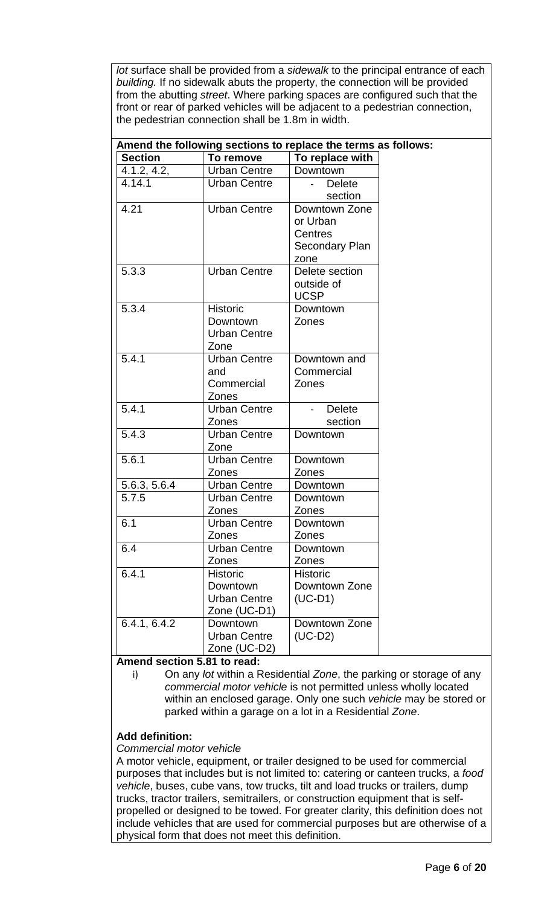*lot* surface shall be provided from a *sidewalk* to the principal entrance of each *building.* If no sidewalk abuts the property, the connection will be provided from the abutting *street*. Where parking spaces are configured such that the front or rear of parked vehicles will be adjacent to a pedestrian connection, the pedestrian connection shall be 1.8m in width.

**Amend the following sections to replace the terms as follows:**

| Section | To remove | To replace with |
|---|---|---|
| 4.1.2, 4.2, | Urban Centre | Downtown |
| 4.14.1 | Urban Centre | - Delete section |
| 4.21 | Urban Centre | Downtown Zone or Urban Centres Secondary Plan zone |
| 5.3.3 | Urban Centre | Delete section outside of UCSP |
| 5.3.4 | Historic Downtown Urban Centre Zone | Downtown Zones |
| 5.4.1 | Urban Centre and Commercial Zones | Downtown and Commercial Zones |
| 5.4.1 | Urban Centre Zones | - Delete section |
| 5.4.3 | Urban Centre Zone | Downtown |
| 5.6.1 | Urban Centre Zones | Downtown Zones |
| 5.6.3, 5.6.4 | Urban Centre | Downtown |
| 5.7.5 | Urban Centre Zones | Downtown Zones |
| 6.1 | Urban Centre Zones | Downtown Zones |
| 6.4 | Urban Centre Zones | Downtown Zones |
| 6.4.1 | Historic Downtown Urban Centre Zone (UC-D1) | Historic Downtown Zone (UC-D1) |
| 6.4.1, 6.4.2 | Downtown Urban Centre Zone (UC-D2) | Downtown Zone (UC-D2) |

**Amend section 5.81 to read:**

i) On any *lot* within a Residential *Zone*, the parking or storage of any *commercial motor vehicle* is not permitted unless wholly located within an enclosed garage. Only one such *vehicle* may be stored or parked within a garage on a lot in a Residential *Zone*.

**Add definition:**

*Commercial motor vehicle*

A motor vehicle, equipment, or trailer designed to be used for commercial purposes that includes but is not limited to: catering or canteen trucks, a *food vehicle*, buses, cube vans, tow trucks, tilt and load trucks or trailers, dump trucks, tractor trailers, semitrailers, or construction equipment that is self-propelled or designed to be towed. For greater clarity, this definition does not include vehicles that are used for commercial purposes but are otherwise of a physical form that does not meet this definition.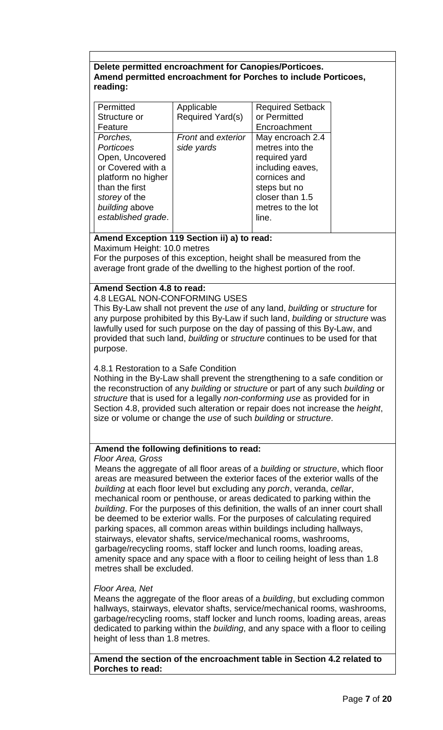**Delete permitted encroachment for Canopies/Porticoes.**
**Amend permitted encroachment for Porches to include Porticoes, reading:**

| Permitted Structure or Feature | Applicable Required Yard(s) | Required Setback or Permitted Encroachment |
|---|---|---|
| *Porches, Porticoes* Open, Uncovered or Covered with a platform no higher than the first *storey* of the *building* above *established grade*. | *Front* and *exterior side yards* | May encroach 2.4 metres into the required yard including eaves, cornices and steps but no closer than 1.5 metres to the lot line. |

**Amend Exception 119 Section ii) a) to read:**

Maximum Height: 10.0 metres

For the purposes of this exception, height shall be measured from the average front grade of the dwelling to the highest portion of the roof.

**Amend Section 4.8 to read:**

4.8 LEGAL NON-CONFORMING USES

This By-Law shall not prevent the *use* of any land, *building* or *structure* for any purpose prohibited by this By-Law if such land, *building* or *structure* was lawfully used for such purpose on the day of passing of this By-Law, and provided that such land, *building* or *structure* continues to be used for that purpose.

4.8.1 Restoration to a Safe Condition

Nothing in the By-Law shall prevent the strengthening to a safe condition or the reconstruction of any *building* or *structure* or part of any such *building* or *structure* that is used for a legally *non-conforming use* as provided for in Section 4.8, provided such alteration or repair does not increase the *height*, size or volume or change the *use* of such *building* or *structure*.

**Amend the following definitions to read:**

*Floor Area, Gross*

Means the aggregate of all floor areas of a *building* or *structure*, which floor areas are measured between the exterior faces of the exterior walls of the *building* at each floor level but excluding any *porch*, veranda, *cellar*, mechanical room or penthouse, or areas dedicated to parking within the *building*. For the purposes of this definition, the walls of an inner court shall be deemed to be exterior walls. For the purposes of calculating required parking spaces, all common areas within buildings including hallways, stairways, elevator shafts, service/mechanical rooms, washrooms, garbage/recycling rooms, staff locker and lunch rooms, loading areas, amenity space and any space with a floor to ceiling height of less than 1.8 metres shall be excluded.

*Floor Area, Net*

Means the aggregate of the floor areas of a *building*, but excluding common hallways, stairways, elevator shafts, service/mechanical rooms, washrooms, garbage/recycling rooms, staff locker and lunch rooms, loading areas, areas dedicated to parking within the *building*, and any space with a floor to ceiling height of less than 1.8 metres.

**Amend the section of the encroachment table in Section 4.2 related to Porches to read:**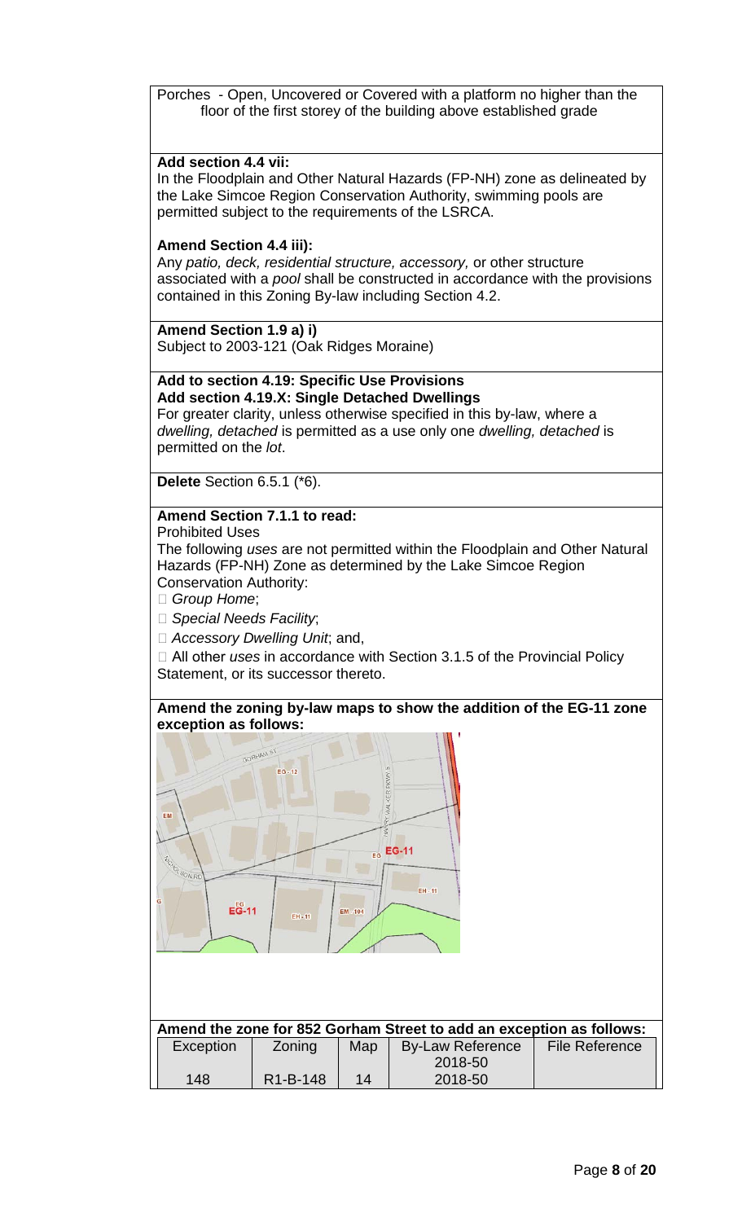Porches - Open, Uncovered or Covered with a platform no higher than the floor of the first storey of the building above established grade

**Add section 4.4 vii:**
In the Floodplain and Other Natural Hazards (FP-NH) zone as delineated by the Lake Simcoe Region Conservation Authority, swimming pools are permitted subject to the requirements of the LSRCA.

**Amend Section 4.4 iii):**
Any *patio, deck, residential structure, accessory,* or other structure associated with a *pool* shall be constructed in accordance with the provisions contained in this Zoning By-law including Section 4.2.

**Amend Section 1.9 a) i)**
Subject to 2003-121 (Oak Ridges Moraine)

**Add to section 4.19: Specific Use Provisions**
**Add section 4.19.X: Single Detached Dwellings**
For greater clarity, unless otherwise specified in this by-law, where a *dwelling, detached* is permitted as a use only one *dwelling, detached* is permitted on the *lot*.

**Delete** Section 6.5.1 (*6).

**Amend Section 7.1.1 to read:**
Prohibited Uses
The following *uses* are not permitted within the Floodplain and Other Natural Hazards (FP-NH) Zone as determined by the Lake Simcoe Region Conservation Authority:

- *Group Home*;
- *Special Needs Facility*;
- *Accessory Dwelling Unit*; and,
- All other *uses* in accordance with Section 3.1.5 of the Provincial Policy Statement, or its successor thereto.

**Amend the zoning by-law maps to show the addition of the EG-11 zone exception as follows:**

**Amend the zone for 852 Gorham Street to add an exception as follows:**

| Exception | Zoning | Map | By-Law Reference 2018-50 | File Reference |
|---|---|---|---|---|
| 148 | R1-B-148 | 14 | 2018-50 | |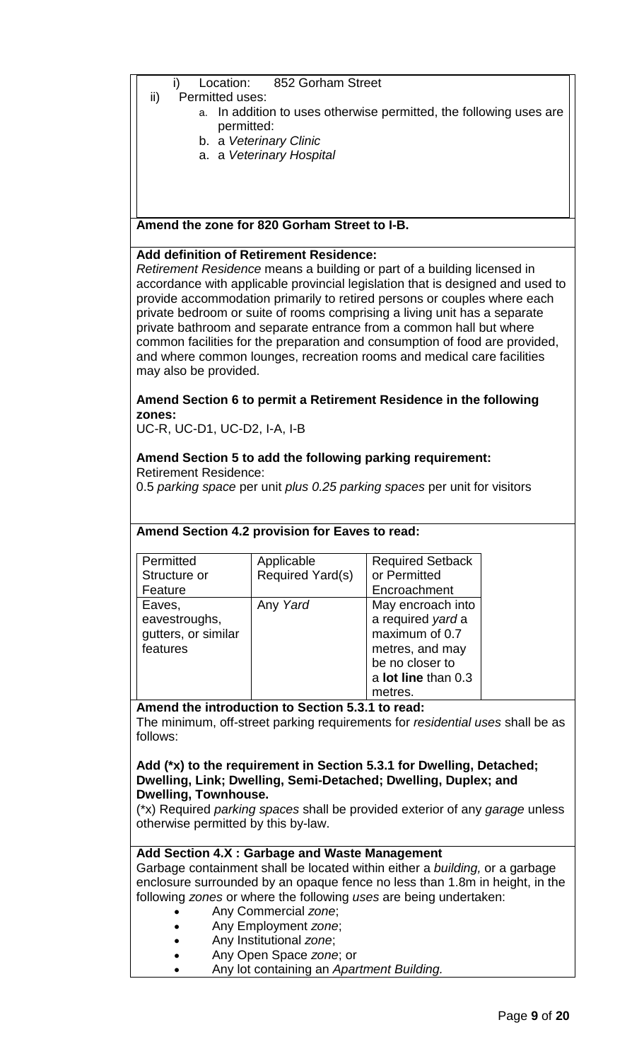i) Location: 852 Gorham Street

ii) Permitted uses:

a. In addition to uses otherwise permitted, the following uses are permitted:

b. a *Veterinary Clinic*

a. a *Veterinary Hospital*

**Amend the zone for 820 Gorham Street to I-B.**

**Add definition of Retirement Residence:**

*Retirement Residence* means a building or part of a building licensed in accordance with applicable provincial legislation that is designed and used to provide accommodation primarily to retired persons or couples where each private bedroom or suite of rooms comprising a living unit has a separate private bathroom and separate entrance from a common hall but where common facilities for the preparation and consumption of food are provided, and where common lounges, recreation rooms and medical care facilities may also be provided.

**Amend Section 6 to permit a Retirement Residence in the following zones:**

UC-R, UC-D1, UC-D2, I-A, I-B

**Amend Section 5 to add the following parking requirement:**

Retirement Residence:

0.5 *parking space* per unit *plus 0.25 parking spaces* per unit for visitors

**Amend Section 4.2 provision for Eaves to read:**

| Permitted Structure or Feature | Applicable Required Yard(s) | Required Setback or Permitted Encroachment |
|---|---|---|
| Eaves, eavestroughs, gutters, or similar features | Any *Yard* | May encroach into a required *yard* a maximum of 0.7 metres, and may be no closer to a **lot line** than 0.3 metres. |

**Amend the introduction to Section 5.3.1 to read:**

The minimum, off-street parking requirements for *residential uses* shall be as follows:

**Add (*x) to the requirement in Section 5.3.1 for Dwelling, Detached; Dwelling, Link; Dwelling, Semi-Detached; Dwelling, Duplex; and Dwelling, Townhouse.**

(*x) Required *parking spaces* shall be provided exterior of any *garage* unless otherwise permitted by this by-law.

**Add Section 4.X : Garbage and Waste Management**

Garbage containment shall be located within either a *building,* or a garbage enclosure surrounded by an opaque fence no less than 1.8m in height, in the following *zones* or where the following *uses* are being undertaken:

- Any Commercial *zone*;
- Any Employment *zone*;
- Any Institutional *zone*;
- Any Open Space *zone*; or
- Any lot containing an *Apartment Building.*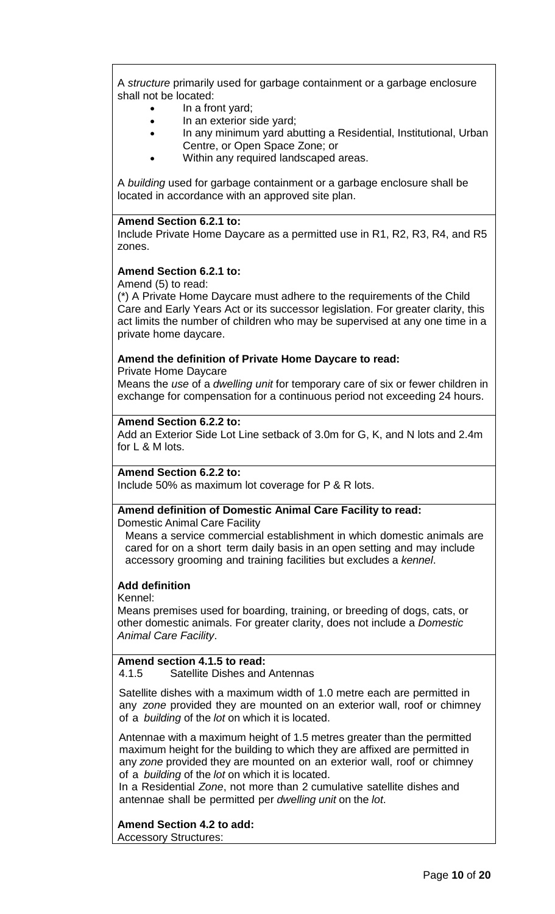A *structure* primarily used for garbage containment or a garbage enclosure shall not be located:

- In a front yard;
- In an exterior side yard;
- In any minimum yard abutting a Residential, Institutional, Urban Centre, or Open Space Zone; or
- Within any required landscaped areas.

A *building* used for garbage containment or a garbage enclosure shall be located in accordance with an approved site plan.

**Amend Section 6.2.1 to:**

Include Private Home Daycare as a permitted use in R1, R2, R3, R4, and R5 zones.

**Amend Section 6.2.1 to:**

Amend (5) to read:

(*) A Private Home Daycare must adhere to the requirements of the Child Care and Early Years Act or its successor legislation. For greater clarity, this act limits the number of children who may be supervised at any one time in a private home daycare.

**Amend the definition of Private Home Daycare to read:**

Private Home Daycare

Means the *use* of a *dwelling unit* for temporary care of six or fewer children in exchange for compensation for a continuous period not exceeding 24 hours.

**Amend Section 6.2.2 to:**

Add an Exterior Side Lot Line setback of 3.0m for G, K, and N lots and 2.4m for L & M lots.

**Amend Section 6.2.2 to:**

Include 50% as maximum lot coverage for P & R lots.

**Amend definition of Domestic Animal Care Facility to read:**

Domestic Animal Care Facility

Means a service commercial establishment in which domestic animals are cared for on a short term daily basis in an open setting and may include accessory grooming and training facilities but excludes a *kennel*.

**Add definition**

Kennel:

Means premises used for boarding, training, or breeding of dogs, cats, or other domestic animals. For greater clarity, does not include a *Domestic Animal Care Facility*.

**Amend section 4.1.5 to read:**

4.1.5 Satellite Dishes and Antennas

Satellite dishes with a maximum width of 1.0 metre each are permitted in any *zone* provided they are mounted on an exterior wall, roof or chimney of a *building* of the *lot* on which it is located.

Antennae with a maximum height of 1.5 metres greater than the permitted maximum height for the building to which they are affixed are permitted in any *zone* provided they are mounted on an exterior wall, roof or chimney of a *building* of the *lot* on which it is located.

In a Residential *Zone*, not more than 2 cumulative satellite dishes and antennae shall be permitted per *dwelling unit* on the *lot*.

**Amend Section 4.2 to add:**

Accessory Structures: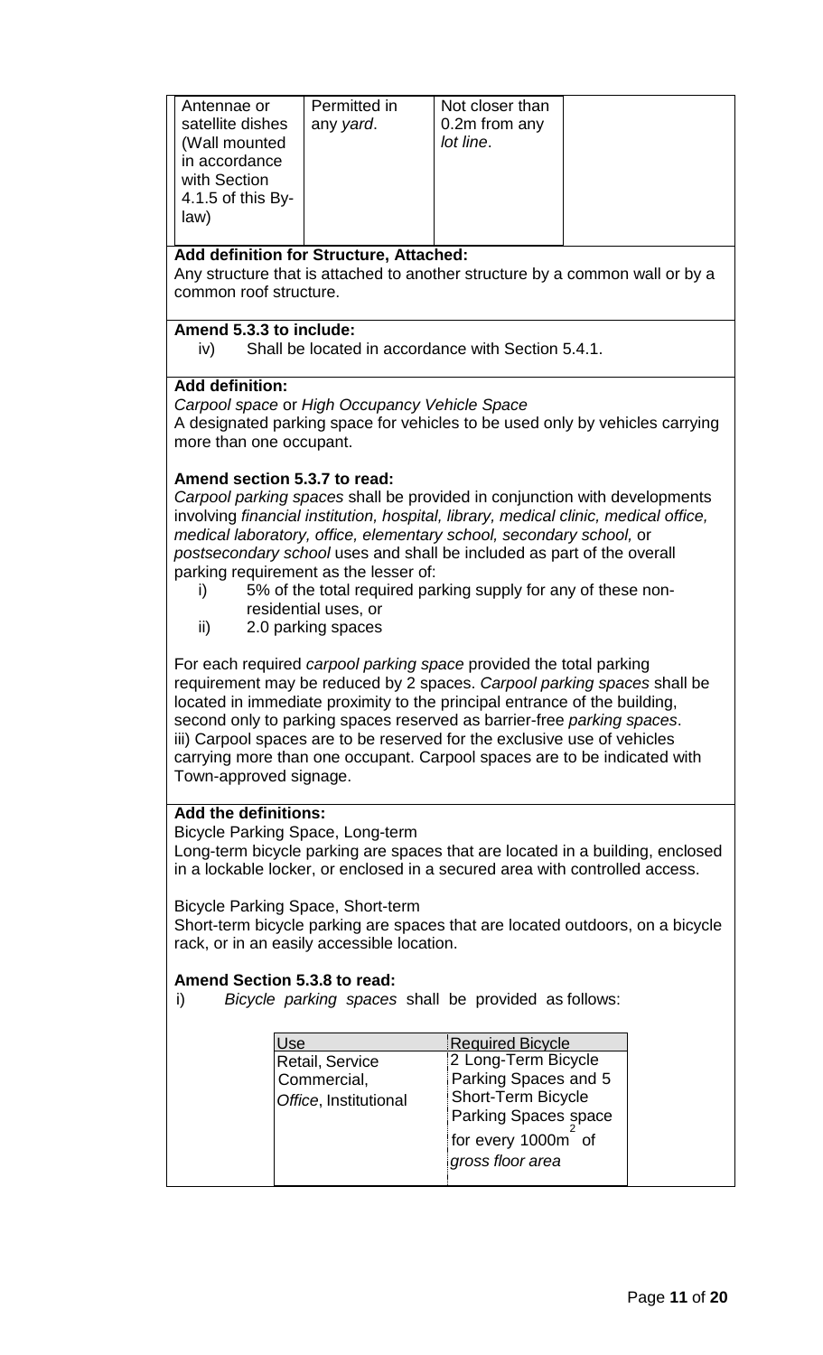| Antennae or satellite dishes (Wall mounted in accordance with Section 4.1.5 of this By-law) | Permitted in any *yard*. | Not closer than 0.2m from any *lot line*. | |
|---|---|---|---|

**Add definition for Structure, Attached:**
Any structure that is attached to another structure by a common wall or by a common roof structure.

**Amend 5.3.3 to include:**

iv) Shall be located in accordance with Section 5.4.1.

**Add definition:**

*Carpool space* or *High Occupancy Vehicle Space*
A designated parking space for vehicles to be used only by vehicles carrying more than one occupant.

**Amend section 5.3.7 to read:**

*Carpool parking spaces* shall be provided in conjunction with developments involving *financial institution, hospital, library, medical clinic, medical office, medical laboratory, office, elementary school, secondary school,* or *postsecondary school* uses and shall be included as part of the overall parking requirement as the lesser of:

i) 5% of the total required parking supply for any of these non-residential uses, or
ii) 2.0 parking spaces

For each required *carpool parking space* provided the total parking requirement may be reduced by 2 spaces. *Carpool parking spaces* shall be located in immediate proximity to the principal entrance of the building, second only to parking spaces reserved as barrier-free *parking spaces*.
iii) Carpool spaces are to be reserved for the exclusive use of vehicles carrying more than one occupant. Carpool spaces are to be indicated with Town-approved signage.

**Add the definitions:**

Bicycle Parking Space, Long-term
Long-term bicycle parking are spaces that are located in a building, enclosed in a lockable locker, or enclosed in a secured area with controlled access.

Bicycle Parking Space, Short-term
Short-term bicycle parking are spaces that are located outdoors, on a bicycle rack, or in an easily accessible location.

**Amend Section 5.3.8 to read:**

i) *Bicycle parking spaces* shall be provided as follows:

| Use | Required Bicycle |
|---|---|
| Retail, Service Commercial, *Office*, Institutional | 2 Long-Term Bicycle Parking Spaces and 5 Short-Term Bicycle Parking Spaces space for every 1000m$^2$ of *gross floor area* |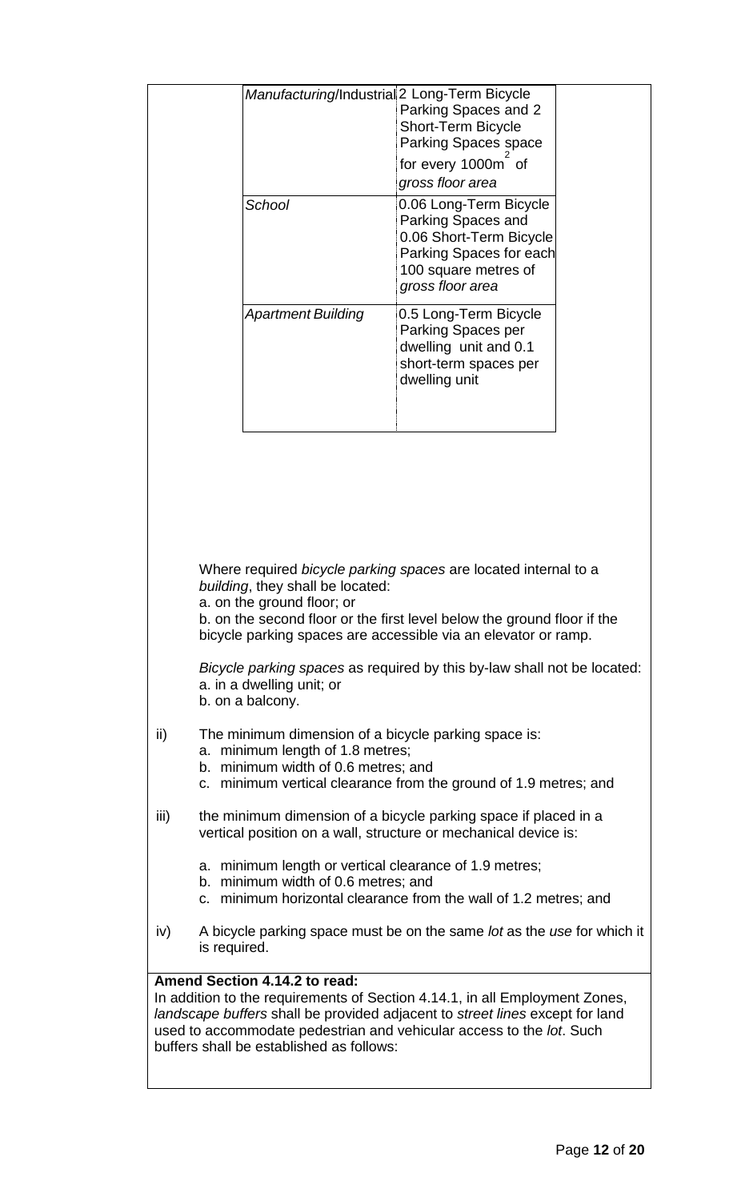| | |
|---|---|
| *Manufacturing/Industrial* | 2 Long-Term Bicycle Parking Spaces and 2 Short-Term Bicycle Parking Spaces space for every 1000m$^2$ of *gross floor area* |
| *School* | 0.06 Long-Term Bicycle Parking Spaces and 0.06 Short-Term Bicycle Parking Spaces for each 100 square metres of *gross floor area* |
| *Apartment Building* | 0.5 Long-Term Bicycle Parking Spaces per dwelling unit and 0.1 short-term spaces per dwelling unit |

Where required *bicycle parking spaces* are located internal to a *building*, they shall be located:
a. on the ground floor; or
b. on the second floor or the first level below the ground floor if the bicycle parking spaces are accessible via an elevator or ramp.

*Bicycle parking spaces* as required by this by-law shall not be located:
a. in a dwelling unit; or
b. on a balcony.

ii) The minimum dimension of a bicycle parking space is:
   a. minimum length of 1.8 metres;
   b. minimum width of 0.6 metres; and
   c. minimum vertical clearance from the ground of 1.9 metres; and

iii) the minimum dimension of a bicycle parking space if placed in a vertical position on a wall, structure or mechanical device is:

   a. minimum length or vertical clearance of 1.9 metres;
   b. minimum width of 0.6 metres; and
   c. minimum horizontal clearance from the wall of 1.2 metres; and

iv) A bicycle parking space must be on the same *lot* as the *use* for which it is required.

**Amend Section 4.14.2 to read:**
In addition to the requirements of Section 4.14.1, in all Employment Zones, *landscape buffers* shall be provided adjacent to *street lines* except for land used to accommodate pedestrian and vehicular access to the *lot*. Such buffers shall be established as follows: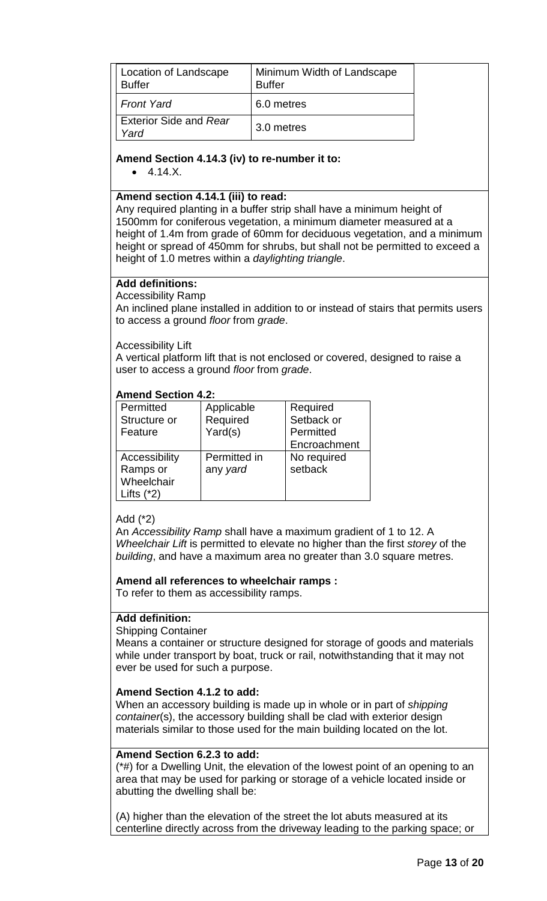| Location of Landscape Buffer | Minimum Width of Landscape Buffer |
|---|---|
| *Front Yard* | 6.0 metres |
| Exterior Side and *Rear Yard* | 3.0 metres |

**Amend Section 4.14.3 (iv) to re-number it to:**

- 4.14.X.

**Amend section 4.14.1 (iii) to read:**

Any required planting in a buffer strip shall have a minimum height of 1500mm for coniferous vegetation, a minimum diameter measured at a height of 1.4m from grade of 60mm for deciduous vegetation, and a minimum height or spread of 450mm for shrubs, but shall not be permitted to exceed a height of 1.0 metres within a *daylighting triangle*.

**Add definitions:**

Accessibility Ramp

An inclined plane installed in addition to or instead of stairs that permits users to access a ground *floor* from *grade*.

Accessibility Lift

A vertical platform lift that is not enclosed or covered, designed to raise a user to access a ground *floor* from *grade*.

**Amend Section 4.2:**

| Permitted Structure or Feature | Applicable Required Yard(s) | Required Setback or Permitted Encroachment |
|---|---|---|
| Accessibility Ramps or Wheelchair Lifts (*2) | Permitted in any *yard* | No required setback |

Add (*2)

An *Accessibility Ramp* shall have a maximum gradient of 1 to 12. A *Wheelchair Lift* is permitted to elevate no higher than the first *storey* of the *building*, and have a maximum area no greater than 3.0 square metres.

**Amend all references to wheelchair ramps :**

To refer to them as accessibility ramps.

**Add definition:**

Shipping Container

Means a container or structure designed for storage of goods and materials while under transport by boat, truck or rail, notwithstanding that it may not ever be used for such a purpose.

**Amend Section 4.1.2 to add:**

When an accessory building is made up in whole or in part of *shipping container*(s), the accessory building shall be clad with exterior design materials similar to those used for the main building located on the lot.

**Amend Section 6.2.3 to add:**

(*#) for a Dwelling Unit, the elevation of the lowest point of an opening to an area that may be used for parking or storage of a vehicle located inside or abutting the dwelling shall be:

(A) higher than the elevation of the street the lot abuts measured at its centerline directly across from the driveway leading to the parking space; or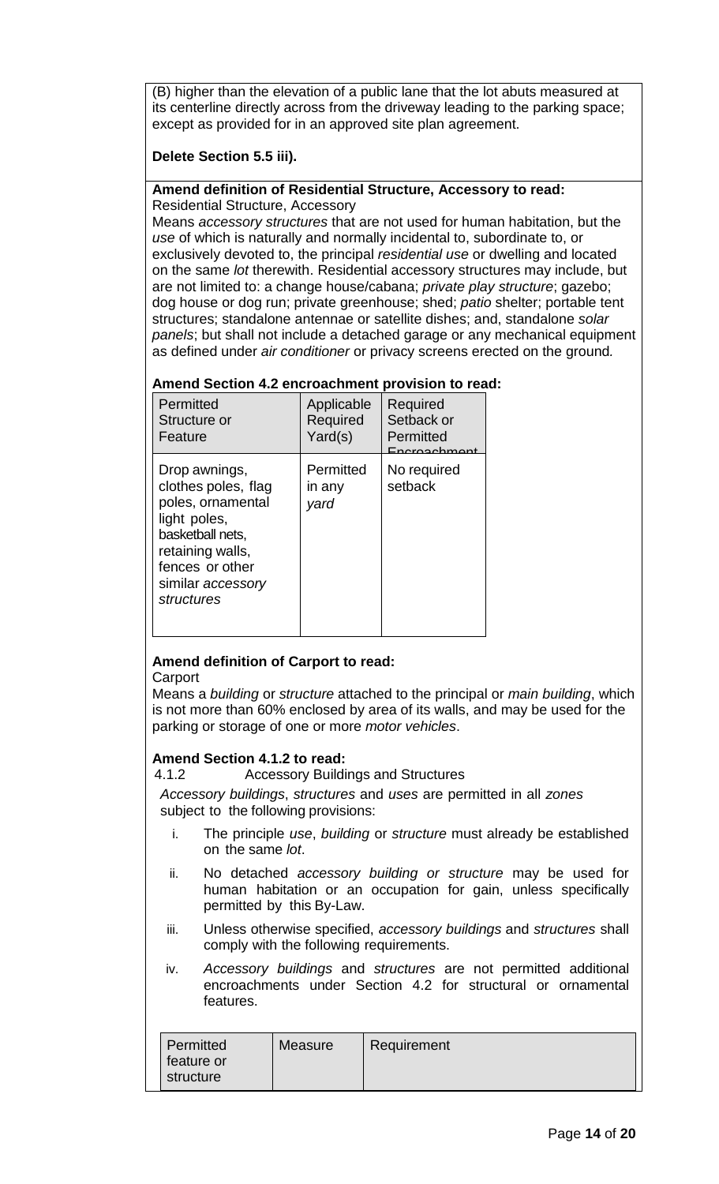(B) higher than the elevation of a public lane that the lot abuts measured at its centerline directly across from the driveway leading to the parking space; except as provided for in an approved site plan agreement.

**Delete Section 5.5 iii).**

**Amend definition of Residential Structure, Accessory to read:**
Residential Structure, Accessory
Means *accessory structures* that are not used for human habitation, but the *use* of which is naturally and normally incidental to, subordinate to, or exclusively devoted to, the principal *residential use* or dwelling and located on the same *lot* therewith. Residential accessory structures may include, but are not limited to: a change house/cabana; *private play structure*; gazebo; dog house or dog run; private greenhouse; shed; *patio* shelter; portable tent structures; standalone antennae or satellite dishes; and, standalone *solar panels*; but shall not include a detached garage or any mechanical equipment as defined under *air conditioner* or privacy screens erected on the ground.

**Amend Section 4.2 encroachment provision to read:**

| Permitted Structure or Feature | Applicable Required Yard(s) | Required Setback or Permitted Encroachment |
|---|---|---|
| Drop awnings, clothes poles, flag poles, ornamental light poles, basketball nets, retaining walls, fences or other similar *accessory structures* | Permitted in any *yard* | No required setback |

**Amend definition of Carport to read:**
Carport
Means a *building* or *structure* attached to the principal or *main building*, which is not more than 60% enclosed by area of its walls, and may be used for the parking or storage of one or more *motor vehicles*.

**Amend Section 4.1.2 to read:**
4.1.2 Accessory Buildings and Structures

*Accessory buildings*, *structures* and *uses* are permitted in all *zones* subject to the following provisions:

i. The principle *use*, *building* or *structure* must already be established on the same *lot*.

ii. No detached *accessory building or structure* may be used for human habitation or an occupation for gain, unless specifically permitted by this By-Law.

iii. Unless otherwise specified, *accessory buildings* and *structures* shall comply with the following requirements.

iv. *Accessory buildings* and *structures* are not permitted additional encroachments under Section 4.2 for structural or ornamental features.

| Permitted feature or structure | Measure | Requirement |
|---|---|---|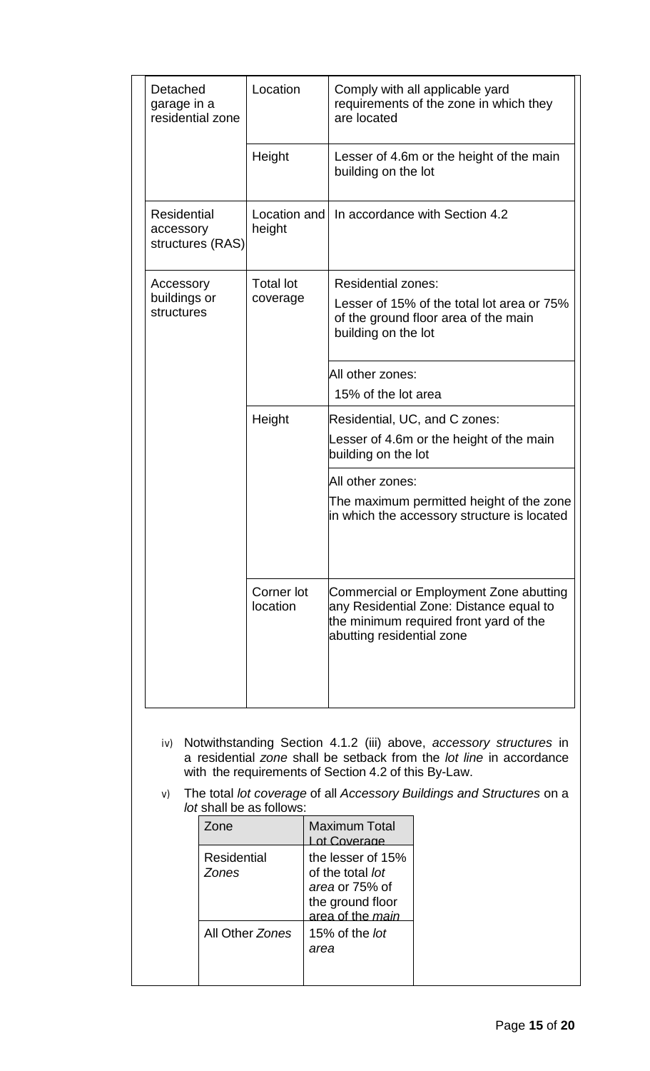| | | |
|---|---|---|
| Detached garage in a residential zone | Location | Comply with all applicable yard requirements of the zone in which they are located |
| | Height | Lesser of 4.6m or the height of the main building on the lot |
| Residential accessory structures (RAS) | Location and height | In accordance with Section 4.2 |
| Accessory buildings or structures | Total lot coverage | Residential zones:<br>Lesser of 15% of the total lot area or 75% of the ground floor area of the main building on the lot |
| | | All other zones:<br>15% of the lot area |
| | Height | Residential, UC, and C zones:<br>Lesser of 4.6m or the height of the main building on the lot |
| | | All other zones:<br>The maximum permitted height of the zone in which the accessory structure is located |
| | Corner lot location | Commercial or Employment Zone abutting any Residential Zone: Distance equal to the minimum required front yard of the abutting residential zone |

iv) Notwithstanding Section 4.1.2 (iii) above, *accessory structures* in a residential *zone* shall be setback from the *lot line* in accordance with the requirements of Section 4.2 of this By-Law.

v) The total *lot coverage* of all *Accessory Buildings and Structures* on a *lot* shall be as follows:

| Zone | Maximum Total Lot Coverage |
|---|---|
| Residential *Zones* | the lesser of 15% of the total *lot area* or 75% of the ground floor area of the *main* |
| All Other *Zones* | 15% of the *lot area* |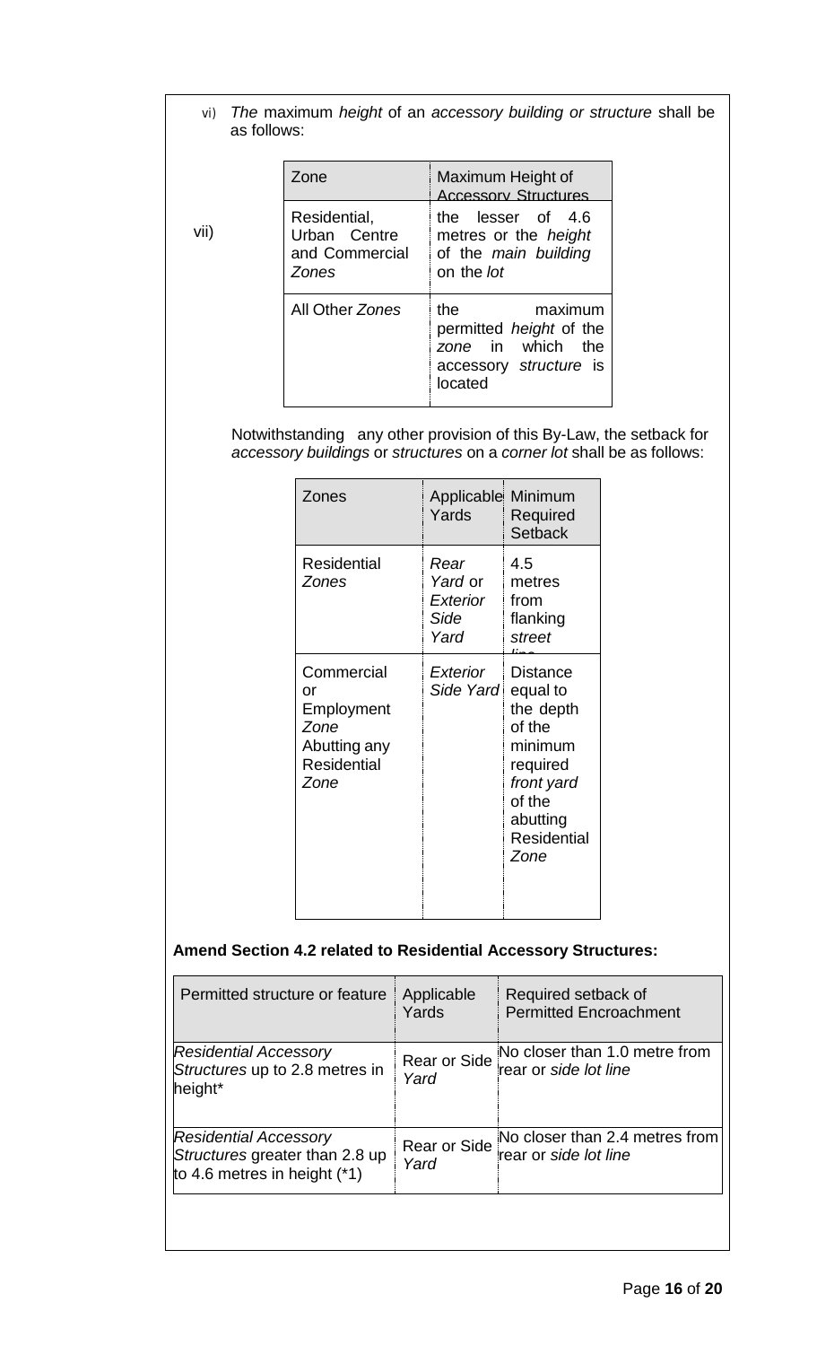vi) *The* maximum *height* of an *accessory building or structure* shall be as follows:

| Zone | Maximum Height of Accessory Structures |
| --- | --- |
| Residential, Urban Centre and Commercial *Zones* | the lesser of 4.6 metres or the *height* of the *main building* on the *lot* |
| All Other *Zones* | the maximum permitted *height* of the *zone* in which the accessory *structure* is located |

vii) Notwithstanding any other provision of this By-Law, the setback for *accessory buildings* or *structures* on a *corner lot* shall be as follows:

| Zones | Applicable Yards | Minimum Required Setback |
| --- | --- | --- |
| Residential *Zones* | *Rear Yard* or *Exterior Side Yard* | 4.5 metres from flanking *street line* |
| Commercial or Employment *Zone* Abutting any Residential *Zone* | *Exterior Side Yard* | Distance equal to the depth of the minimum required *front yard* of the abutting Residential *Zone* |

**Amend Section 4.2 related to Residential Accessory Structures:**

| Permitted structure or feature | Applicable Yards | Required setback of Permitted Encroachment |
| --- | --- | --- |
| *Residential Accessory Structures* up to 2.8 metres in height* | Rear or Side *Yard* | No closer than 1.0 metre from rear or *side lot line* |
| *Residential Accessory Structures* greater than 2.8 up to 4.6 metres in height (*1) | Rear or Side *Yard* | No closer than 2.4 metres from rear or *side lot line* |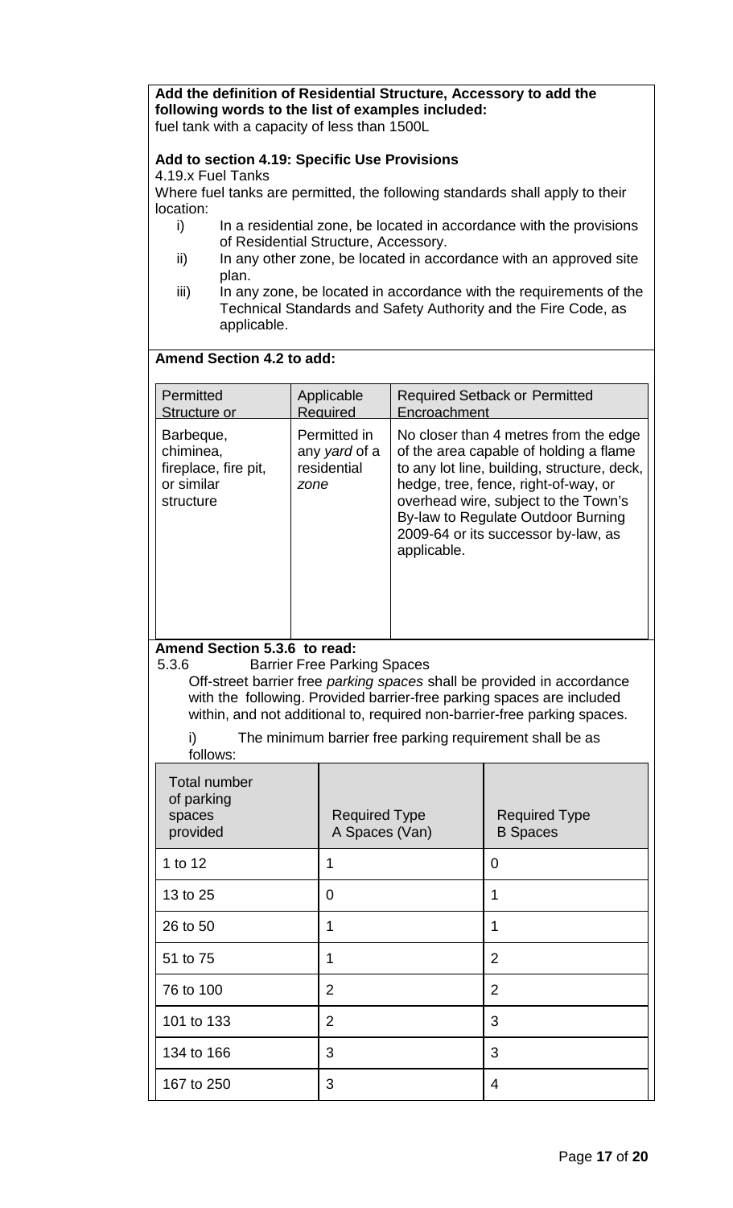**Add the definition of Residential Structure, Accessory to add the following words to the list of examples included:**
fuel tank with a capacity of less than 1500L

**Add to section 4.19: Specific Use Provisions**
4.19.x Fuel Tanks
Where fuel tanks are permitted, the following standards shall apply to their location:

i) In a residential zone, be located in accordance with the provisions of Residential Structure, Accessory.
ii) In any other zone, be located in accordance with an approved site plan.
iii) In any zone, be located in accordance with the requirements of the Technical Standards and Safety Authority and the Fire Code, as applicable.

**Amend Section 4.2 to add:**

| Permitted Structure or | Applicable Required | Required Setback or Permitted Encroachment |
|---|---|---|
| Barbeque, chiminea, fireplace, fire pit, or similar structure | Permitted in any *yard* of a residential *zone* | No closer than 4 metres from the edge of the area capable of holding a flame to any lot line, building, structure, deck, hedge, tree, fence, right-of-way, or overhead wire, subject to the Town's By-law to Regulate Outdoor Burning 2009-64 or its successor by-law, as applicable. |

**Amend Section 5.3.6 to read:**
5.3.6 Barrier Free Parking Spaces
Off-street barrier free *parking spaces* shall be provided in accordance with the following. Provided barrier-free parking spaces are included within, and not additional to, required non-barrier-free parking spaces.

i) The minimum barrier free parking requirement shall be as follows:

| Total number of parking spaces provided | Required Type A Spaces (Van) | Required Type B Spaces |
|---|---|---|
| 1 to 12 | 1 | 0 |
| 13 to 25 | 0 | 1 |
| 26 to 50 | 1 | 1 |
| 51 to 75 | 1 | 2 |
| 76 to 100 | 2 | 2 |
| 101 to 133 | 2 | 3 |
| 134 to 166 | 3 | 3 |
| 167 to 250 | 3 | 4 |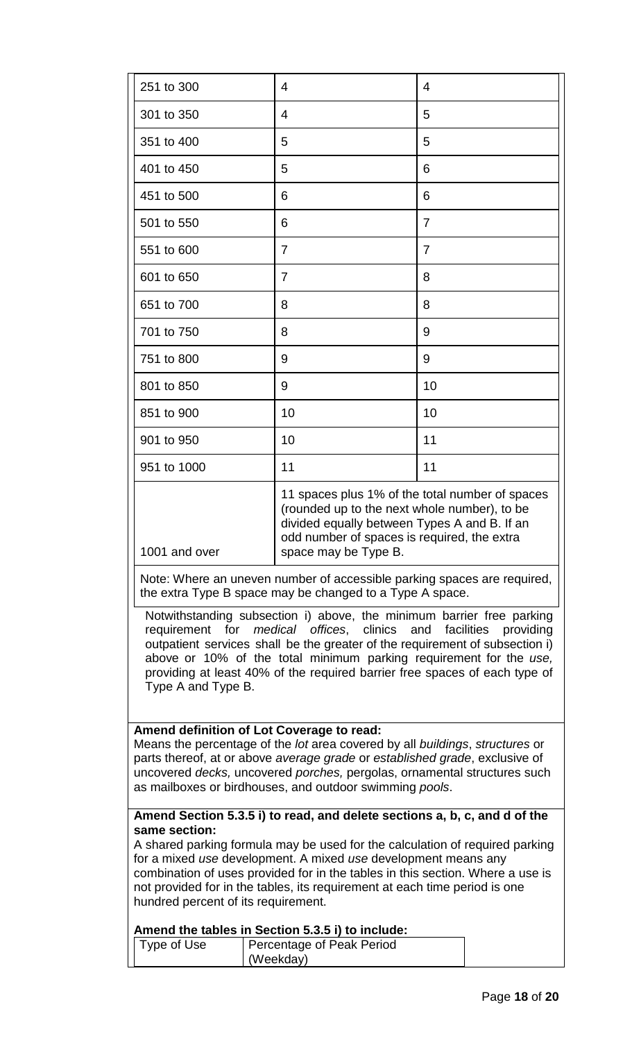| | | |
|---|---|---|
| 251 to 300 | 4 | 4 |
| 301 to 350 | 4 | 5 |
| 351 to 400 | 5 | 5 |
| 401 to 450 | 5 | 6 |
| 451 to 500 | 6 | 6 |
| 501 to 550 | 6 | 7 |
| 551 to 600 | 7 | 7 |
| 601 to 650 | 7 | 8 |
| 651 to 700 | 8 | 8 |
| 701 to 750 | 8 | 9 |
| 751 to 800 | 9 | 9 |
| 801 to 850 | 9 | 10 |
| 851 to 900 | 10 | 10 |
| 901 to 950 | 10 | 11 |
| 951 to 1000 | 11 | 11 |
| 1001 and over | 11 spaces plus 1% of the total number of spaces (rounded up to the next whole number), to be divided equally between Types A and B. If an odd number of spaces is required, the extra space may be Type B. | |

Note: Where an uneven number of accessible parking spaces are required, the extra Type B space may be changed to a Type A space.

Notwithstanding subsection i) above, the minimum barrier free parking requirement for *medical offices*, clinics and facilities providing outpatient services shall be the greater of the requirement of subsection i) above or 10% of the total minimum parking requirement for the *use,* providing at least 40% of the required barrier free spaces of each type of Type A and Type B.

**Amend definition of Lot Coverage to read:**
Means the percentage of the *lot* area covered by all *buildings*, *structures* or parts thereof, at or above *average grade* or *established grade*, exclusive of uncovered *decks,* uncovered *porches,* pergolas, ornamental structures such as mailboxes or birdhouses, and outdoor swimming *pools*.

**Amend Section 5.3.5 i) to read, and delete sections a, b, c, and d of the same section:**
A shared parking formula may be used for the calculation of required parking for a mixed *use* development. A mixed *use* development means any combination of uses provided for in the tables in this section. Where a use is not provided for in the tables, its requirement at each time period is one hundred percent of its requirement.

**Amend the tables in Section 5.3.5 i) to include:**

| Type of Use | Percentage of Peak Period (Weekday) |
|---|---|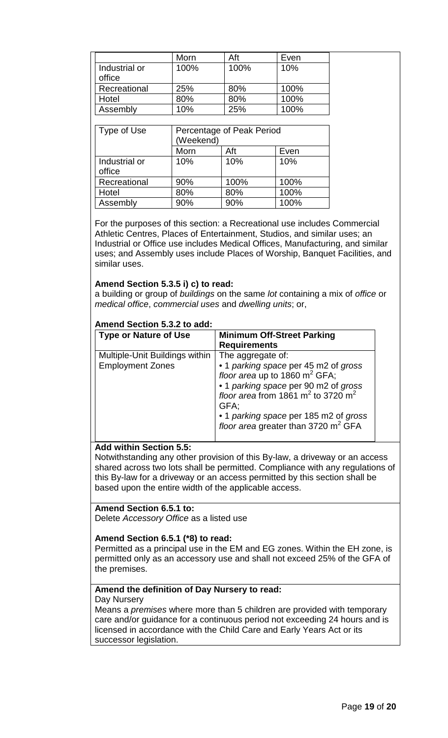| | Morn | Aft | Even |
|---|---|---|---|
| Industrial or office | 100% | 100% | 10% |
| Recreational | 25% | 80% | 100% |
| Hotel | 80% | 80% | 100% |
| Assembly | 10% | 25% | 100% |

| Type of Use | Percentage of Peak Period (Weekend) | | |
|---|---|---|---|
| | Morn | Aft | Even |
| Industrial or office | 10% | 10% | 10% |
| Recreational | 90% | 100% | 100% |
| Hotel | 80% | 80% | 100% |
| Assembly | 90% | 90% | 100% |

For the purposes of this section: a Recreational use includes Commercial Athletic Centres, Places of Entertainment, Studios, and similar uses; an Industrial or Office use includes Medical Offices, Manufacturing, and similar uses; and Assembly uses include Places of Worship, Banquet Facilities, and similar uses.

**Amend Section 5.3.5 i) c) to read:**

a building or group of *buildings* on the same *lot* containing a mix of *office* or *medical office*, *commercial uses* and *dwelling units*; or,

**Amend Section 5.3.2 to add:**

| Type or Nature of Use | Minimum Off-Street Parking Requirements |
|---|---|
| Multiple-Unit Buildings within Employment Zones | The aggregate of:<br>• 1 *parking space* per 45 m2 of *gross floor area* up to 1860 m$^2$ GFA;<br>• 1 *parking space* per 90 m2 of *gross floor area* from 1861 m$^2$ to 3720 m$^2$ GFA;<br>• 1 *parking space* per 185 m2 of *gross floor area* greater than 3720 m$^2$ GFA |

**Add within Section 5.5:**

Notwithstanding any other provision of this By-law, a driveway or an access shared across two lots shall be permitted. Compliance with any regulations of this By-law for a driveway or an access permitted by this section shall be based upon the entire width of the applicable access.

**Amend Section 6.5.1 to:**

Delete *Accessory Office* as a listed use

**Amend Section 6.5.1 (*8) to read:**

Permitted as a principal use in the EM and EG zones. Within the EH zone, is permitted only as an accessory use and shall not exceed 25% of the GFA of the premises.

**Amend the definition of Day Nursery to read:**

Day Nursery

Means a *premises* where more than 5 children are provided with temporary care and/or guidance for a continuous period not exceeding 24 hours and is licensed in accordance with the Child Care and Early Years Act or its successor legislation.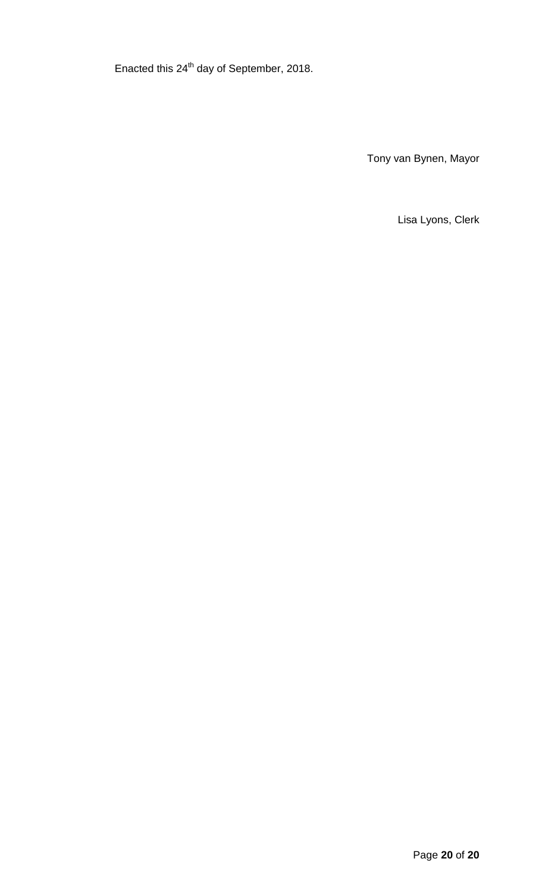Enacted this 24th day of September, 2018.

Tony van Bynen, Mayor

Lisa Lyons, Clerk